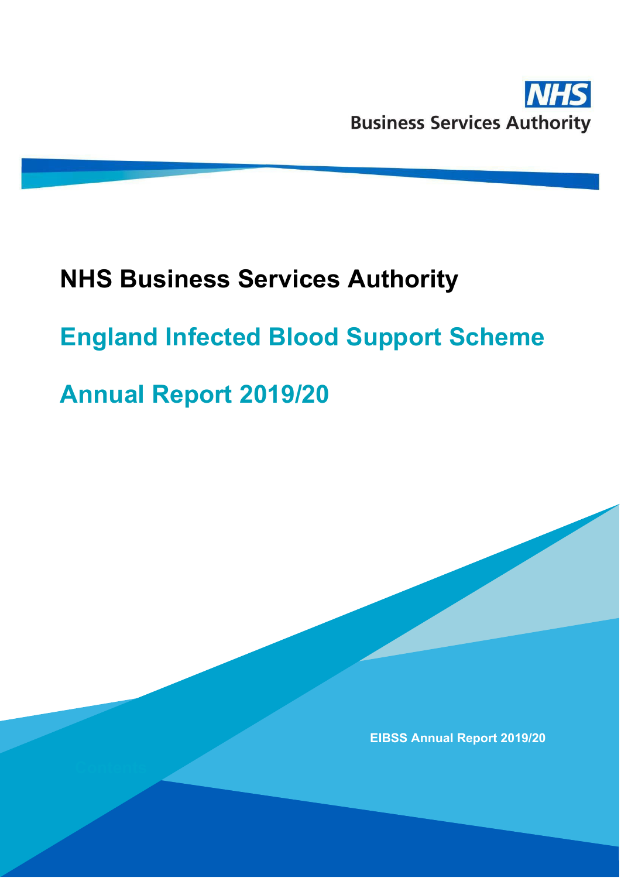NHS Business Services Authority

# NHS Business Services Authority

## England Infected Blood Support Scheme

## Annual Report 2019/20

EIBSS Annual Report 2019/20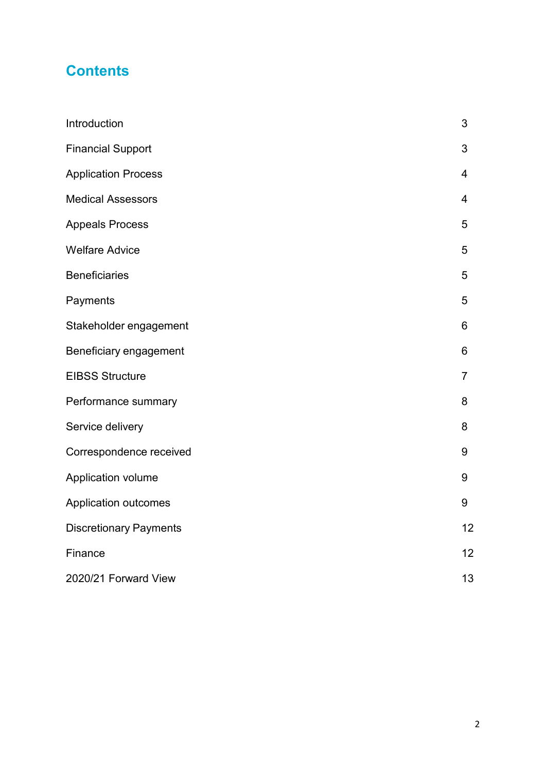# Contents

| | |
|---|---|
| Introduction | 3 |
| Financial Support | 3 |
| Application Process | 4 |
| Medical Assessors | 4 |
| Appeals Process | 5 |
| Welfare Advice | 5 |
| Beneficiaries | 5 |
| Payments | 5 |
| Stakeholder engagement | 6 |
| Beneficiary engagement | 6 |
| EIBSS Structure | 7 |
| Performance summary | 8 |
| Service delivery | 8 |
| Correspondence received | 9 |
| Application volume | 9 |
| Application outcomes | 9 |
| Discretionary Payments | 12 |
| Finance | 12 |
| 2020/21 Forward View | 13 |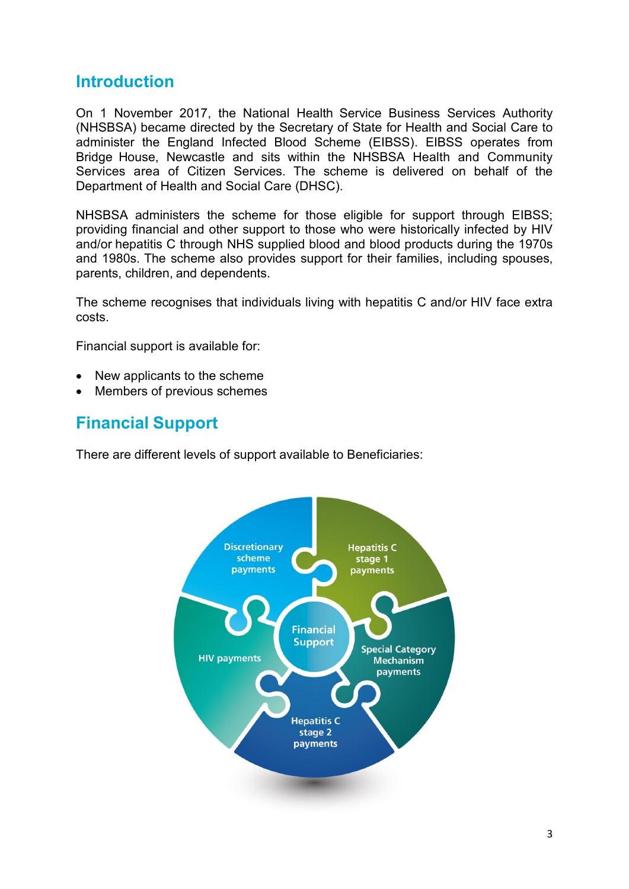## Introduction

On 1 November 2017, the National Health Service Business Services Authority (NHSBSA) became directed by the Secretary of State for Health and Social Care to administer the England Infected Blood Scheme (EIBSS). EIBSS operates from Bridge House, Newcastle and sits within the NHSBSA Health and Community Services area of Citizen Services. The scheme is delivered on behalf of the Department of Health and Social Care (DHSC).

NHSBSA administers the scheme for those eligible for support through EIBSS; providing financial and other support to those who were historically infected by HIV and/or hepatitis C through NHS supplied blood and blood products during the 1970s and 1980s. The scheme also provides support for their families, including spouses, parents, children, and dependents.

The scheme recognises that individuals living with hepatitis C and/or HIV face extra costs.

Financial support is available for:

- New applicants to the scheme
- Members of previous schemes

## Financial Support

There are different levels of support available to Beneficiaries:

Financial Support

- Discretionary scheme payments
- Hepatitis C stage 1 payments
- Special Category Mechanism payments
- Hepatitis C stage 2 payments
- HIV payments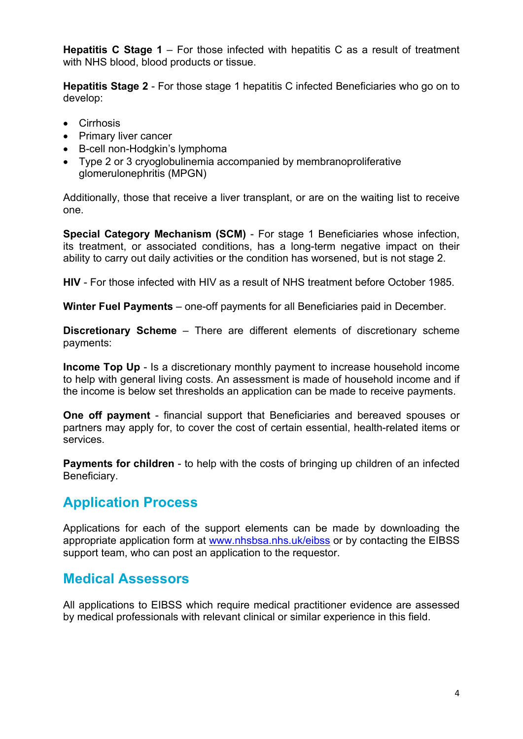**Hepatitis C Stage 1** – For those infected with hepatitis C as a result of treatment with NHS blood, blood products or tissue.

**Hepatitis Stage 2** - For those stage 1 hepatitis C infected Beneficiaries who go on to develop:

- Cirrhosis
- Primary liver cancer
- B-cell non-Hodgkin's lymphoma
- Type 2 or 3 cryoglobulinemia accompanied by membranoproliferative glomerulonephritis (MPGN)

Additionally, those that receive a liver transplant, or are on the waiting list to receive one.

**Special Category Mechanism (SCM)** - For stage 1 Beneficiaries whose infection, its treatment, or associated conditions, has a long-term negative impact on their ability to carry out daily activities or the condition has worsened, but is not stage 2.

**HIV** - For those infected with HIV as a result of NHS treatment before October 1985.

**Winter Fuel Payments** – one-off payments for all Beneficiaries paid in December.

**Discretionary Scheme** – There are different elements of discretionary scheme payments:

**Income Top Up** - Is a discretionary monthly payment to increase household income to help with general living costs. An assessment is made of household income and if the income is below set thresholds an application can be made to receive payments.

**One off payment** - financial support that Beneficiaries and bereaved spouses or partners may apply for, to cover the cost of certain essential, health-related items or services.

**Payments for children** - to help with the costs of bringing up children of an infected Beneficiary.

## Application Process

Applications for each of the support elements can be made by downloading the appropriate application form at [www.nhsbsa.nhs.uk/eibss](http://www.nhsbsa.nhs.uk/eibss) or by contacting the EIBSS support team, who can post an application to the requestor.

## Medical Assessors

All applications to EIBSS which require medical practitioner evidence are assessed by medical professionals with relevant clinical or similar experience in this field.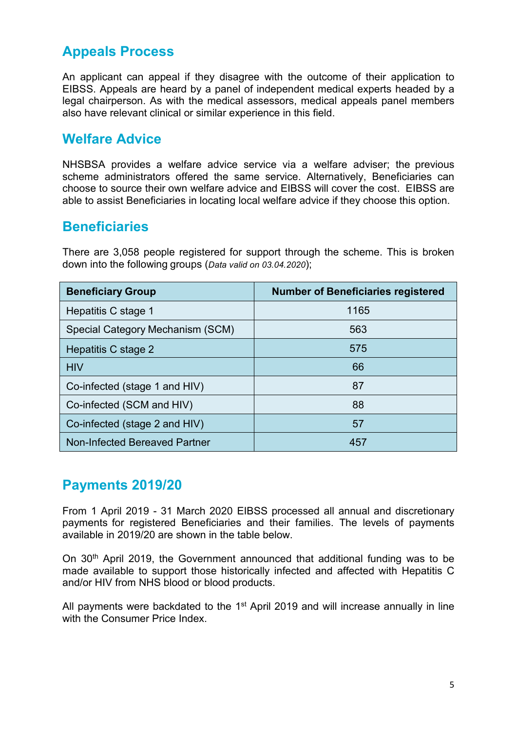## Appeals Process

An applicant can appeal if they disagree with the outcome of their application to EIBSS. Appeals are heard by a panel of independent medical experts headed by a legal chairperson. As with the medical assessors, medical appeals panel members also have relevant clinical or similar experience in this field.

## Welfare Advice

NHSBSA provides a welfare advice service via a welfare adviser; the previous scheme administrators offered the same service. Alternatively, Beneficiaries can choose to source their own welfare advice and EIBSS will cover the cost. EIBSS are able to assist Beneficiaries in locating local welfare advice if they choose this option.

## Beneficiaries

There are 3,058 people registered for support through the scheme. This is broken down into the following groups (*Data valid on 03.04.2020*);

| Beneficiary Group | Number of Beneficiaries registered |
|---|---|
| Hepatitis C stage 1 | 1165 |
| Special Category Mechanism (SCM) | 563 |
| Hepatitis C stage 2 | 575 |
| HIV | 66 |
| Co-infected (stage 1 and HIV) | 87 |
| Co-infected (SCM and HIV) | 88 |
| Co-infected (stage 2 and HIV) | 57 |
| Non-Infected Bereaved Partner | 457 |

## Payments 2019/20

From 1 April 2019 - 31 March 2020 EIBSS processed all annual and discretionary payments for registered Beneficiaries and their families. The levels of payments available in 2019/20 are shown in the table below.

On 30th April 2019, the Government announced that additional funding was to be made available to support those historically infected and affected with Hepatitis C and/or HIV from NHS blood or blood products.

All payments were backdated to the 1st April 2019 and will increase annually in line with the Consumer Price Index.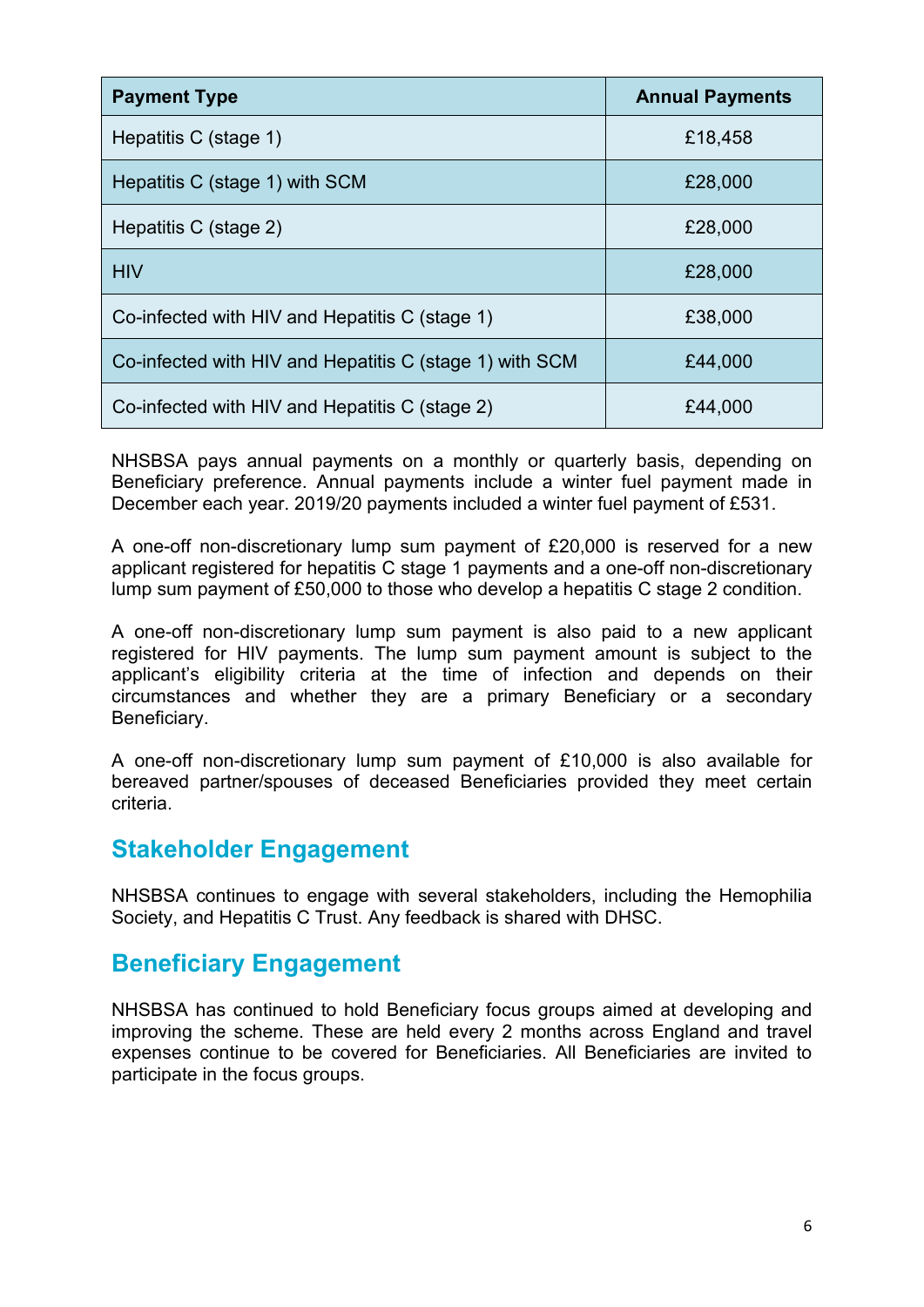| Payment Type | Annual Payments |
|---|---|
| Hepatitis C (stage 1) | £18,458 |
| Hepatitis C (stage 1) with SCM | £28,000 |
| Hepatitis C (stage 2) | £28,000 |
| HIV | £28,000 |
| Co-infected with HIV and Hepatitis C (stage 1) | £38,000 |
| Co-infected with HIV and Hepatitis C (stage 1) with SCM | £44,000 |
| Co-infected with HIV and Hepatitis C (stage 2) | £44,000 |

NHSBSA pays annual payments on a monthly or quarterly basis, depending on Beneficiary preference. Annual payments include a winter fuel payment made in December each year. 2019/20 payments included a winter fuel payment of £531.

A one-off non-discretionary lump sum payment of £20,000 is reserved for a new applicant registered for hepatitis C stage 1 payments and a one-off non-discretionary lump sum payment of £50,000 to those who develop a hepatitis C stage 2 condition.

A one-off non-discretionary lump sum payment is also paid to a new applicant registered for HIV payments. The lump sum payment amount is subject to the applicant's eligibility criteria at the time of infection and depends on their circumstances and whether they are a primary Beneficiary or a secondary Beneficiary.

A one-off non-discretionary lump sum payment of £10,000 is also available for bereaved partner/spouses of deceased Beneficiaries provided they meet certain criteria.

## Stakeholder Engagement

NHSBSA continues to engage with several stakeholders, including the Hemophilia Society, and Hepatitis C Trust. Any feedback is shared with DHSC.

## Beneficiary Engagement

NHSBSA has continued to hold Beneficiary focus groups aimed at developing and improving the scheme. These are held every 2 months across England and travel expenses continue to be covered for Beneficiaries. All Beneficiaries are invited to participate in the focus groups.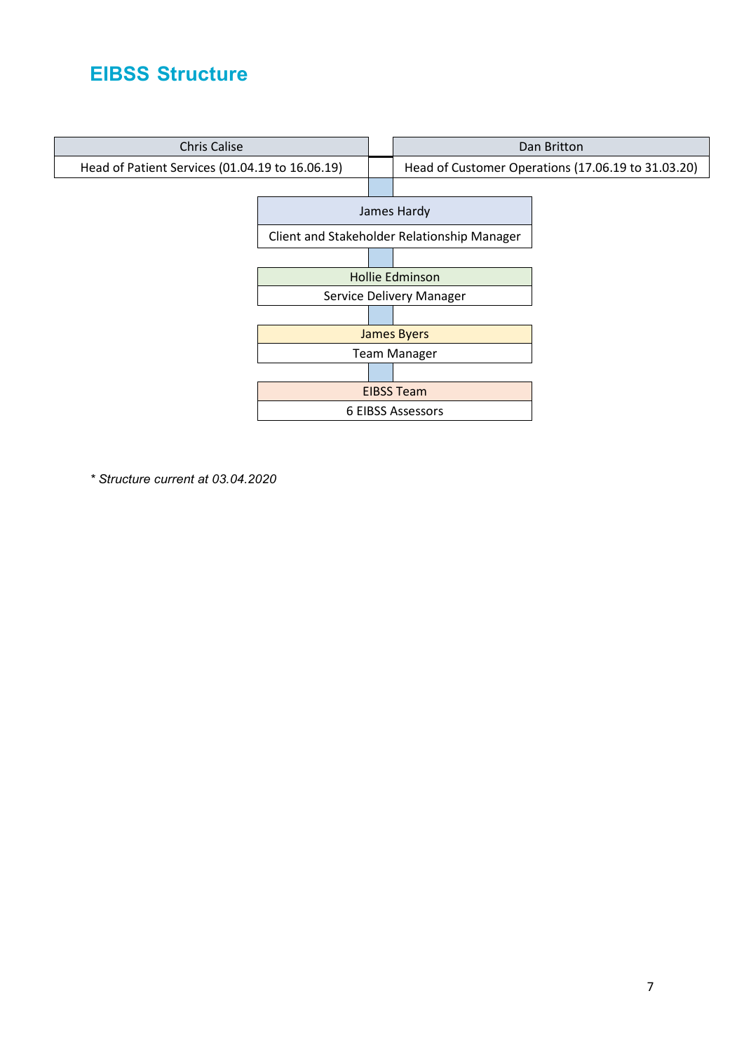## EIBSS Structure

| Chris Calise | Dan Britton |
| --- | --- |
| Head of Patient Services (01.04.19 to 16.06.19) | Head of Customer Operations (17.06.19 to 31.03.20) |

**James Hardy**
Client and Stakeholder Relationship Manager

**Hollie Edminson**
Service Delivery Manager

**James Byers**
Team Manager

**EIBSS Team**
6 EIBSS Assessors

*\* Structure current at 03.04.2020*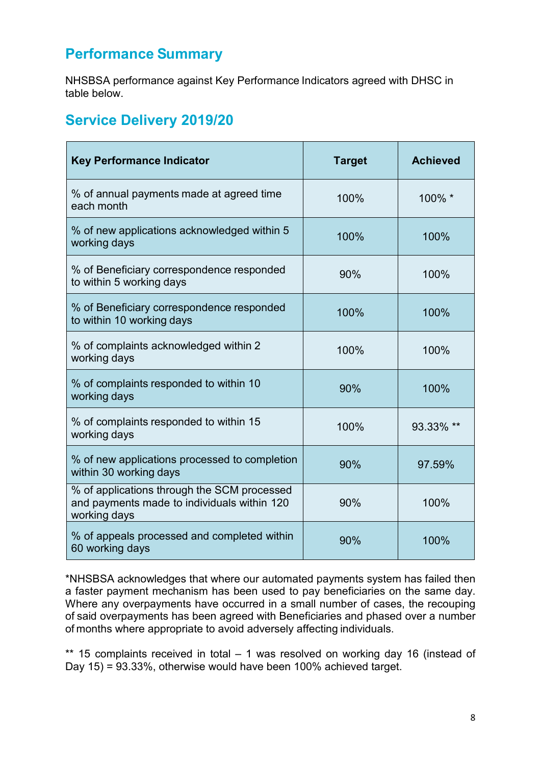## Performance Summary

NHSBSA performance against Key Performance Indicators agreed with DHSC in table below.

## Service Delivery 2019/20

| Key Performance Indicator | Target | Achieved |
|---|---|---|
| % of annual payments made at agreed time each month | 100% | 100% * |
| % of new applications acknowledged within 5 working days | 100% | 100% |
| % of Beneficiary correspondence responded to within 5 working days | 90% | 100% |
| % of Beneficiary correspondence responded to within 10 working days | 100% | 100% |
| % of complaints acknowledged within 2 working days | 100% | 100% |
| % of complaints responded to within 10 working days | 90% | 100% |
| % of complaints responded to within 15 working days | 100% | 93.33% ** |
| % of new applications processed to completion within 30 working days | 90% | 97.59% |
| % of applications through the SCM processed and payments made to individuals within 120 working days | 90% | 100% |
| % of appeals processed and completed within 60 working days | 90% | 100% |

*NHSBSA acknowledges that where our automated payments system has failed then a faster payment mechanism has been used to pay beneficiaries on the same day. Where any overpayments have occurred in a small number of cases, the recouping of said overpayments has been agreed with Beneficiaries and phased over a number of months where appropriate to avoid adversely affecting individuals.

** 15 complaints received in total – 1 was resolved on working day 16 (instead of Day 15) = 93.33%, otherwise would have been 100% achieved target.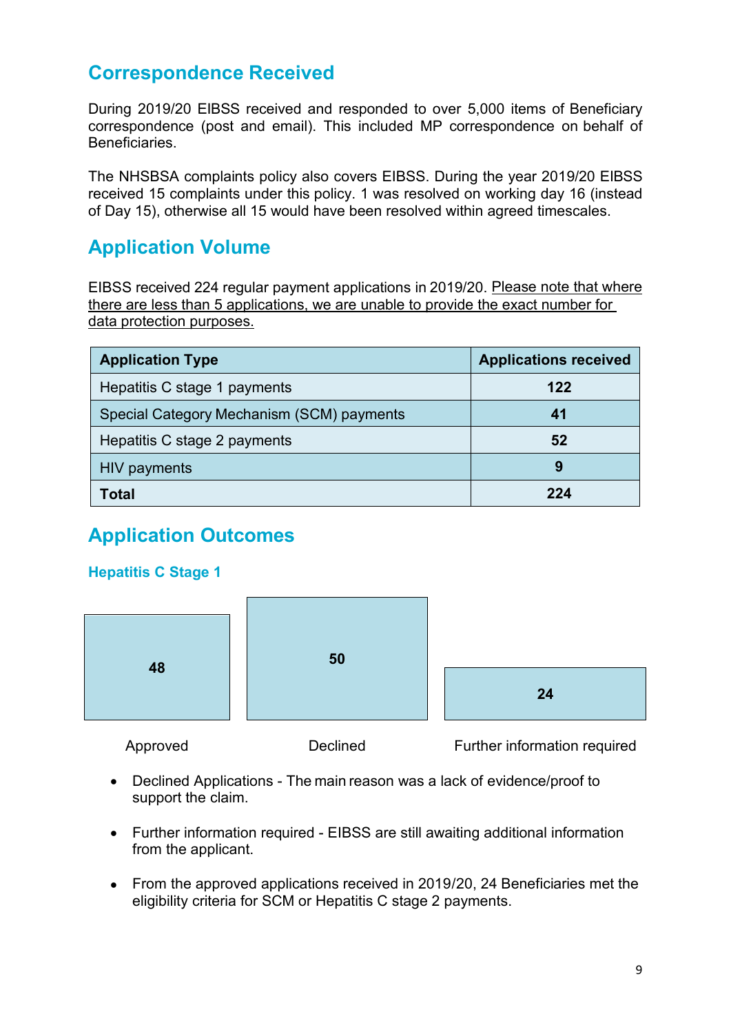## Correspondence Received

During 2019/20 EIBSS received and responded to over 5,000 items of Beneficiary correspondence (post and email). This included MP correspondence on behalf of Beneficiaries.

The NHSBSA complaints policy also covers EIBSS. During the year 2019/20 EIBSS received 15 complaints under this policy. 1 was resolved on working day 16 (instead of Day 15), otherwise all 15 would have been resolved within agreed timescales.

## Application Volume

EIBSS received 224 regular payment applications in 2019/20. Please note that where there are less than 5 applications, we are unable to provide the exact number for data protection purposes.

| Application Type | Applications received |
|---|---|
| Hepatitis C stage 1 payments | **122** |
| Special Category Mechanism (SCM) payments | **41** |
| Hepatitis C stage 2 payments | **52** |
| HIV payments | **9** |
| **Total** | **224** |

## Application Outcomes

### Hepatitis C Stage 1

| Approved | Declined | Further information required |
|---|---|---|
| **48** | **50** | **24** |

- Declined Applications - The main reason was a lack of evidence/proof to support the claim.
- Further information required - EIBSS are still awaiting additional information from the applicant.
- From the approved applications received in 2019/20, 24 Beneficiaries met the eligibility criteria for SCM or Hepatitis C stage 2 payments.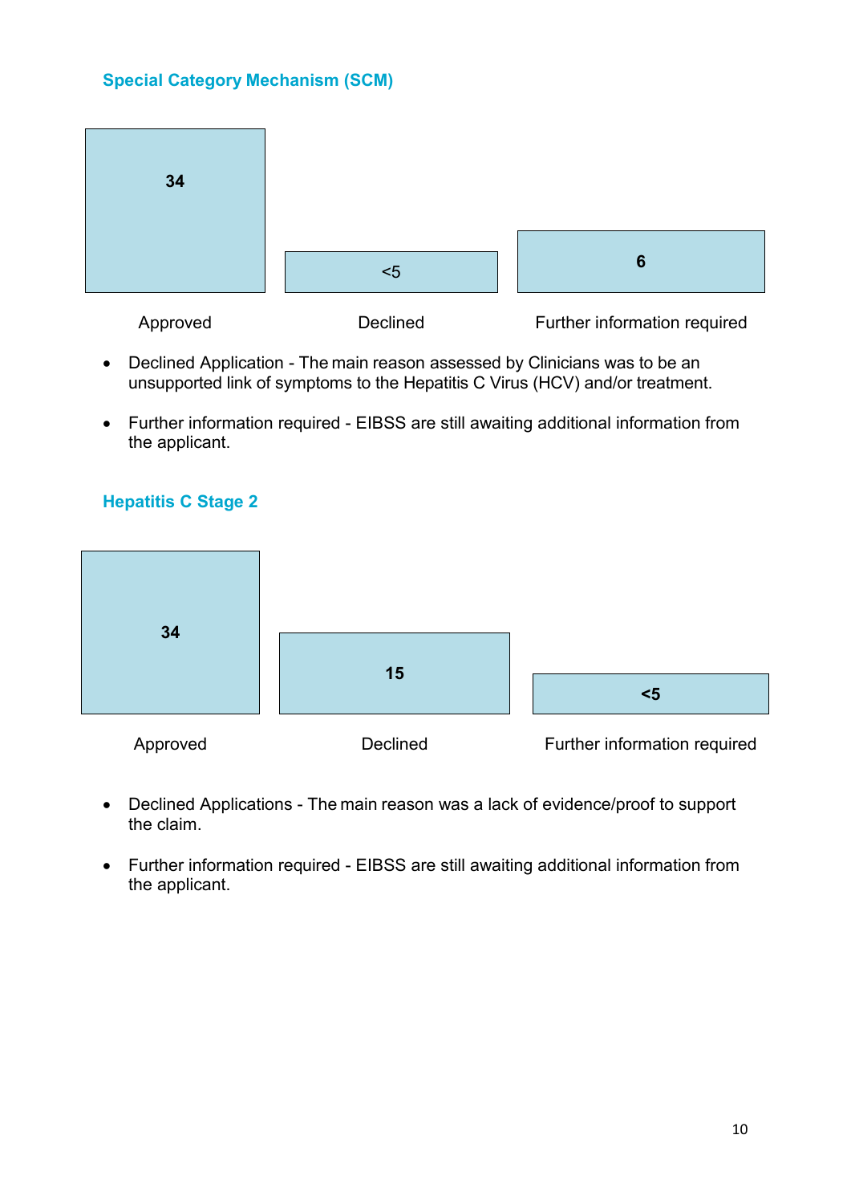## Special Category Mechanism (SCM)

| Approved | Declined | Further information required |
| --- | --- | --- |
| 34 | <5 | 6 |

- Declined Application - The main reason assessed by Clinicians was to be an unsupported link of symptoms to the Hepatitis C Virus (HCV) and/or treatment.

- Further information required - EIBSS are still awaiting additional information from the applicant.

## Hepatitis C Stage 2

| Approved | Declined | Further information required |
| --- | --- | --- |
| 34 | 15 | <5 |

- Declined Applications - The main reason was a lack of evidence/proof to support the claim.

- Further information required - EIBSS are still awaiting additional information from the applicant.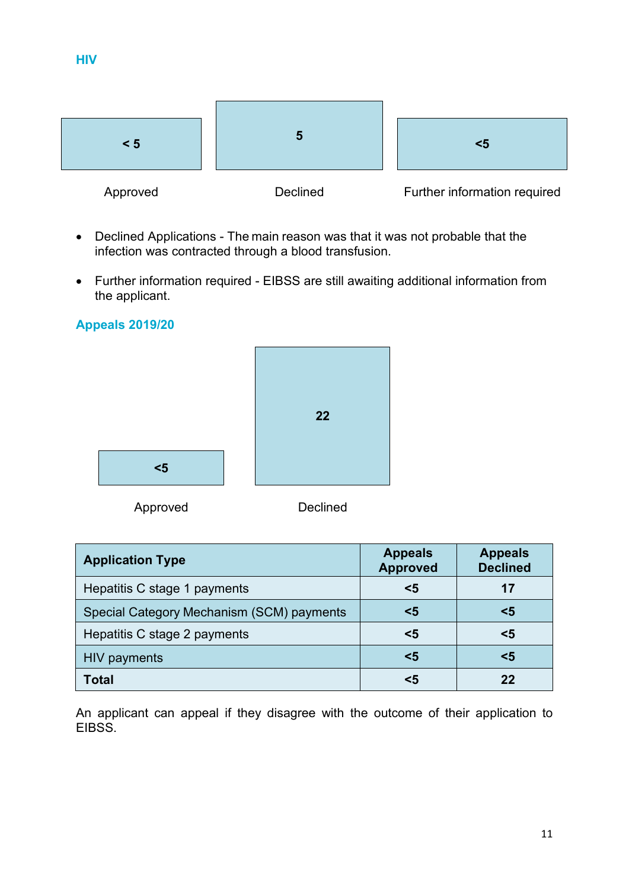### HIV

| < 5 | 5 | <5 |
|---|---|---|
| Approved | Declined | Further information required |

- Declined Applications - The main reason was that it was not probable that the infection was contracted through a blood transfusion.
- Further information required - EIBSS are still awaiting additional information from the applicant.

### Appeals 2019/20

| <5 | 22 |
|---|---|
| Approved | Declined |

| Application Type | Appeals Approved | Appeals Declined |
|---|---|---|
| Hepatitis C stage 1 payments | <5 | 17 |
| Special Category Mechanism (SCM) payments | <5 | <5 |
| Hepatitis C stage 2 payments | <5 | <5 |
| HIV payments | <5 | <5 |
| **Total** | <5 | 22 |

An applicant can appeal if they disagree with the outcome of their application to EIBSS.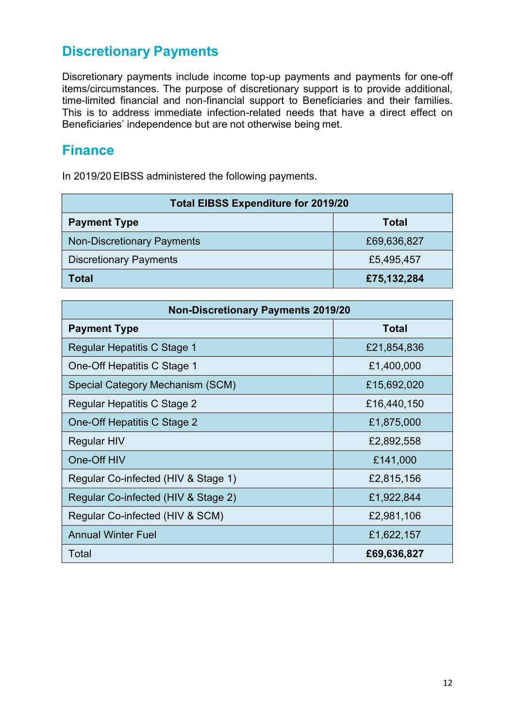## Discretionary Payments

Discretionary payments include income top-up payments and payments for one-off items/circumstances. The purpose of discretionary support is to provide additional, time-limited financial and non-financial support to Beneficiaries and their families. This is to address immediate infection-related needs that have a direct effect on Beneficiaries' independence but are not otherwise being met.

## Finance

In 2019/20 EIBSS administered the following payments.

| Total EIBSS Expenditure for 2019/20 | |
|---|---|
| **Payment Type** | **Total** |
| Non-Discretionary Payments | £69,636,827 |
| Discretionary Payments | £5,495,457 |
| **Total** | **£75,132,284** |

| Non-Discretionary Payments 2019/20 | |
|---|---|
| **Payment Type** | **Total** |
| Regular Hepatitis C Stage 1 | £21,854,836 |
| One-Off Hepatitis C Stage 1 | £1,400,000 |
| Special Category Mechanism (SCM) | £15,692,020 |
| Regular Hepatitis C Stage 2 | £16,440,150 |
| One-Off Hepatitis C Stage 2 | £1,875,000 |
| Regular HIV | £2,892,558 |
| One-Off HIV | £141,000 |
| Regular Co-infected (HIV & Stage 1) | £2,815,156 |
| Regular Co-infected (HIV & Stage 2) | £1,922,844 |
| Regular Co-infected (HIV & SCM) | £2,981,106 |
| Annual Winter Fuel | £1,622,157 |
| Total | **£69,636,827** |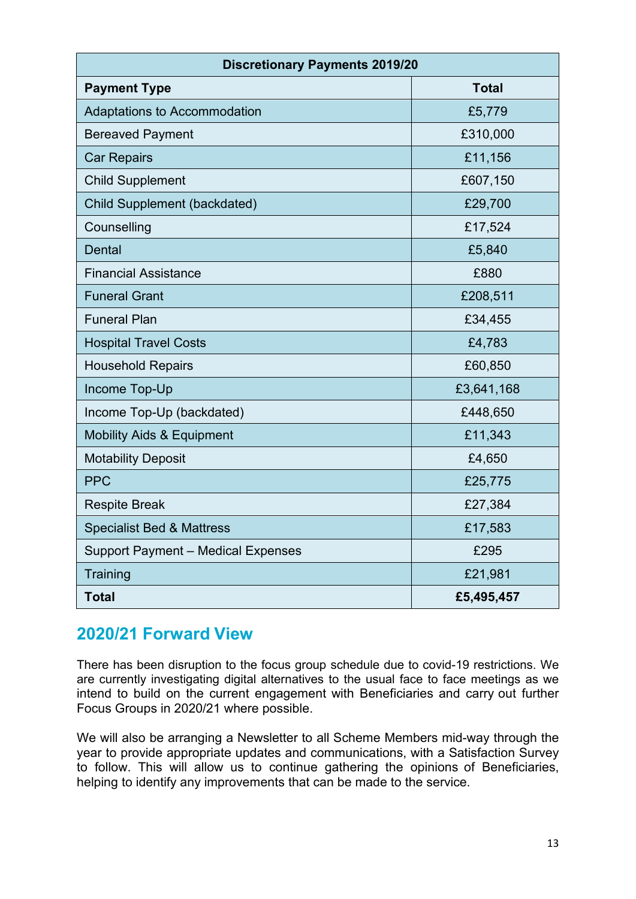| Discretionary Payments 2019/20 | |
|---|---|
| **Payment Type** | **Total** |
| Adaptations to Accommodation | £5,779 |
| Bereaved Payment | £310,000 |
| Car Repairs | £11,156 |
| Child Supplement | £607,150 |
| Child Supplement (backdated) | £29,700 |
| Counselling | £17,524 |
| Dental | £5,840 |
| Financial Assistance | £880 |
| Funeral Grant | £208,511 |
| Funeral Plan | £34,455 |
| Hospital Travel Costs | £4,783 |
| Household Repairs | £60,850 |
| Income Top-Up | £3,641,168 |
| Income Top-Up (backdated) | £448,650 |
| Mobility Aids & Equipment | £11,343 |
| Motability Deposit | £4,650 |
| PPC | £25,775 |
| Respite Break | £27,384 |
| Specialist Bed & Mattress | £17,583 |
| Support Payment – Medical Expenses | £295 |
| Training | £21,981 |
| **Total** | **£5,495,457** |

## 2020/21 Forward View

There has been disruption to the focus group schedule due to covid-19 restrictions. We are currently investigating digital alternatives to the usual face to face meetings as we intend to build on the current engagement with Beneficiaries and carry out further Focus Groups in 2020/21 where possible.

We will also be arranging a Newsletter to all Scheme Members mid-way through the year to provide appropriate updates and communications, with a Satisfaction Survey to follow. This will allow us to continue gathering the opinions of Beneficiaries, helping to identify any improvements that can be made to the service.